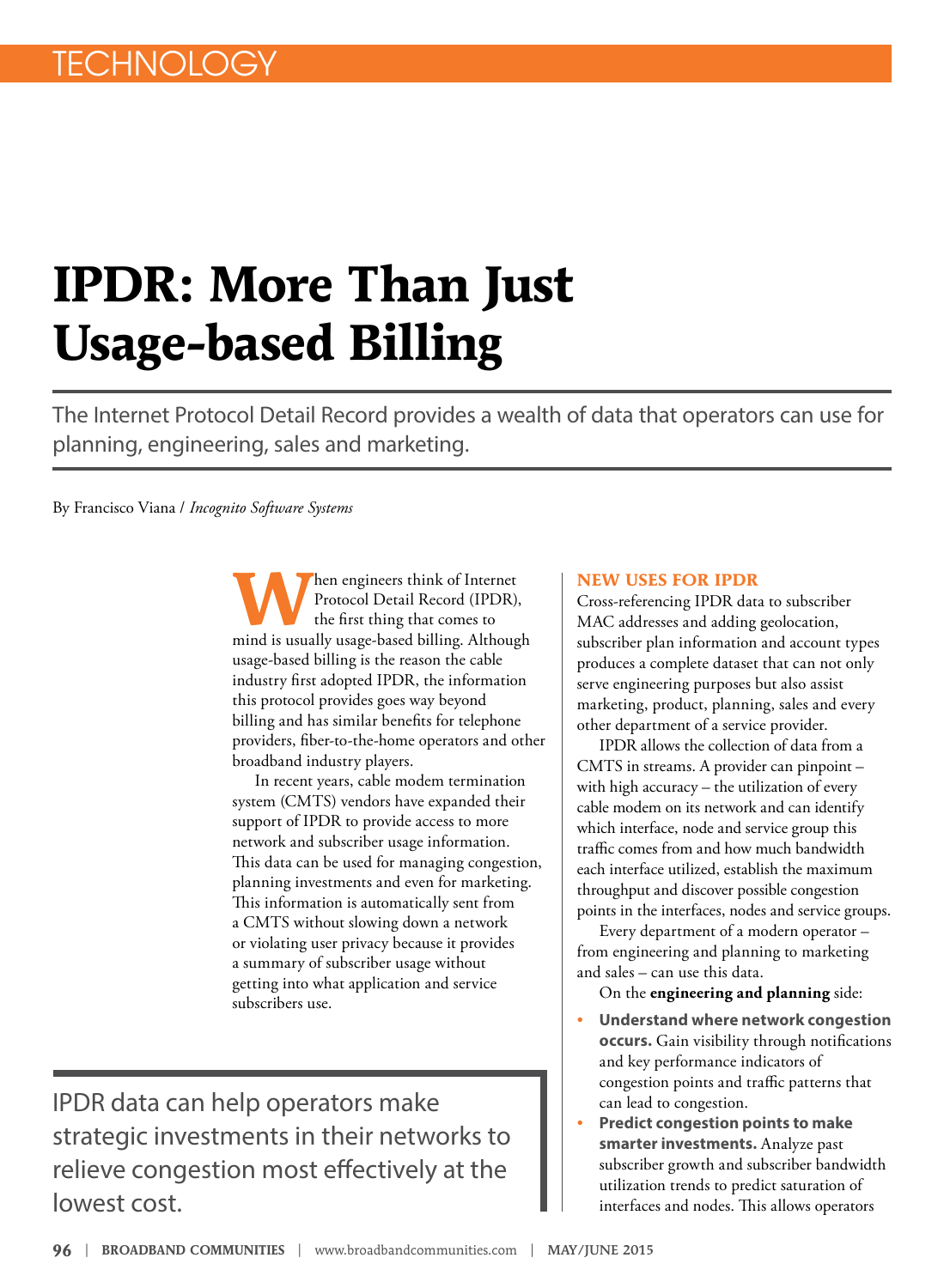# IPDR: More Than Just Usage-based Billing

The Internet Protocol Detail Record provides a wealth of data that operators can use for planning, engineering, sales and marketing.

By Francisco Viana / *Incognito Software Systems*

When engineers think of Internet Protocol Detail Record (IPDR), the first thing that comes to mind is usually usage-based billing. Although usage-based billing is the reason the cable industry first adopted IPDR, the information this protocol provides goes way beyond billing and has similar benefits for telephone providers, fiber-to-the-home operators and other broadband industry players.

In recent years, cable modem termination system (CMTS) vendors have expanded their support of IPDR to provide access to more network and subscriber usage information. This data can be used for managing congestion, planning investments and even for marketing. This information is automatically sent from a CMTS without slowing down a network or violating user privacy because it provides a summary of subscriber usage without getting into what application and service subscribers use.

> IPDR data can help operators make strategic investments in their networks to relieve congestion most effectively at the lowest cost.

## NEW USES FOR IPDR

Cross-referencing IPDR data to subscriber MAC addresses and adding geolocation, subscriber plan information and account types produces a complete dataset that can not only serve engineering purposes but also assist marketing, product, planning, sales and every other department of a service provider.

IPDR allows the collection of data from a CMTS in streams. A provider can pinpoint – with high accuracy – the utilization of every cable modem on its network and can identify which interface, node and service group this traffic comes from and how much bandwidth each interface utilized, establish the maximum throughput and discover possible congestion points in the interfaces, nodes and service groups.

Every department of a modern operator – from engineering and planning to marketing and sales – can use this data.

On the **engineering and planning** side:

- **Understand where network congestion occurs.** Gain visibility through notifications and key performance indicators of congestion points and traffic patterns that can lead to congestion.
- **Predict congestion points to make smarter investments.** Analyze past subscriber growth and subscriber bandwidth utilization trends to predict saturation of interfaces and nodes. This allows operators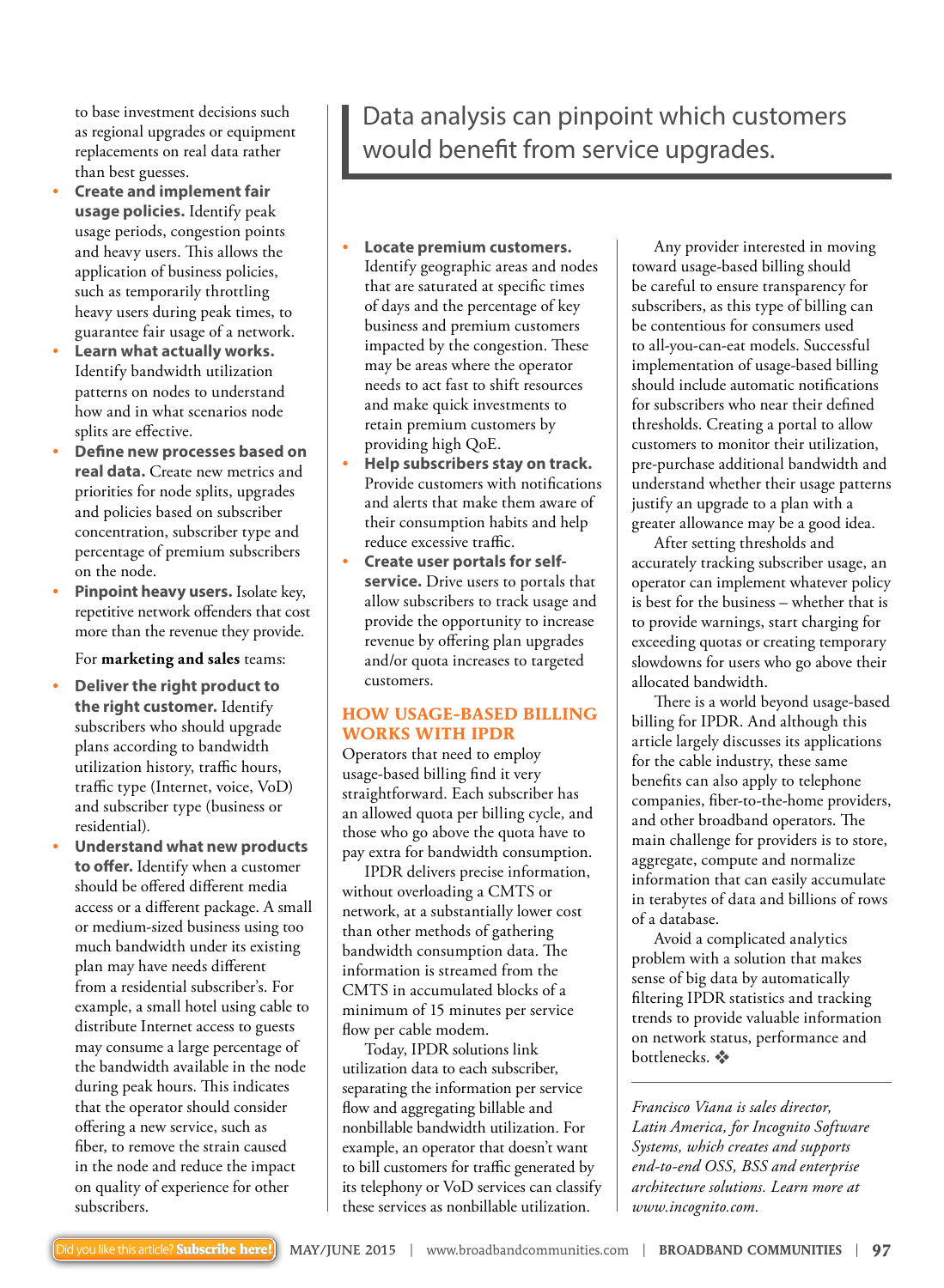to base investment decisions such as regional upgrades or equipment replacements on real data rather than best guesses.

- **Create and implement fair usage policies.** Identify peak usage periods, congestion points and heavy users. This allows the application of business policies, such as temporarily throttling heavy users during peak times, to guarantee fair usage of a network.
- **Learn what actually works.** Identify bandwidth utilization patterns on nodes to understand how and in what scenarios node splits are effective.
- **Define new processes based on real data.** Create new metrics and priorities for node splits, upgrades and policies based on subscriber concentration, subscriber type and percentage of premium subscribers on the node.
- **Pinpoint heavy users.** Isolate key, repetitive network offenders that cost more than the revenue they provide.

For **marketing and sales** teams:

- **Deliver the right product to the right customer.** Identify subscribers who should upgrade plans according to bandwidth utilization history, traffic hours, traffic type (Internet, voice, VoD) and subscriber type (business or residential).
- **Understand what new products to offer.** Identify when a customer should be offered different media access or a different package. A small or medium-sized business using too much bandwidth under its existing plan may have needs different from a residential subscriber's. For example, a small hotel using cable to distribute Internet access to guests may consume a large percentage of the bandwidth available in the node during peak hours. This indicates that the operator should consider offering a new service, such as fiber, to remove the strain caused in the node and reduce the impact on quality of experience for other subscribers.

> Data analysis can pinpoint which customers would benefit from service upgrades.

- **Locate premium customers.** Identify geographic areas and nodes that are saturated at specific times of days and the percentage of key business and premium customers impacted by the congestion. These may be areas where the operator needs to act fast to shift resources and make quick investments to retain premium customers by providing high QoE.
- **Help subscribers stay on track.** Provide customers with notifications and alerts that make them aware of their consumption habits and help reduce excessive traffic.
- **Create user portals for self-service.** Drive users to portals that allow subscribers to track usage and provide the opportunity to increase revenue by offering plan upgrades and/or quota increases to targeted customers.

## HOW USAGE-BASED BILLING WORKS WITH IPDR

Operators that need to employ usage-based billing find it very straightforward. Each subscriber has an allowed quota per billing cycle, and those who go above the quota have to pay extra for bandwidth consumption.

IPDR delivers precise information, without overloading a CMTS or network, at a substantially lower cost than other methods of gathering bandwidth consumption data. The information is streamed from the CMTS in accumulated blocks of a minimum of 15 minutes per service flow per cable modem.

Today, IPDR solutions link utilization data to each subscriber, separating the information per service flow and aggregating billable and nonbillable bandwidth utilization. For example, an operator that doesn't want to bill customers for traffic generated by its telephony or VoD services can classify these services as nonbillable utilization.

Any provider interested in moving toward usage-based billing should be careful to ensure transparency for subscribers, as this type of billing can be contentious for consumers used to all-you-can-eat models. Successful implementation of usage-based billing should include automatic notifications for subscribers who near their defined thresholds. Creating a portal to allow customers to monitor their utilization, pre-purchase additional bandwidth and understand whether their usage patterns justify an upgrade to a plan with a greater allowance may be a good idea.

After setting thresholds and accurately tracking subscriber usage, an operator can implement whatever policy is best for the business – whether that is to provide warnings, start charging for exceeding quotas or creating temporary slowdowns for users who go above their allocated bandwidth.

There is a world beyond usage-based billing for IPDR. And although this article largely discusses its applications for the cable industry, these same benefits can also apply to telephone companies, fiber-to-the-home providers, and other broadband operators. The main challenge for providers is to store, aggregate, compute and normalize information that can easily accumulate in terabytes of data and billions of rows of a database.

Avoid a complicated analytics problem with a solution that makes sense of big data by automatically filtering IPDR statistics and tracking trends to provide valuable information on network status, performance and bottlenecks. ❖

---

*Francisco Viana is sales director, Latin America, for Incognito Software Systems, which creates and supports end-to-end OSS, BSS and enterprise architecture solutions. Learn more at www.incognito.com.*

Did you like this article? **Subscribe here!**